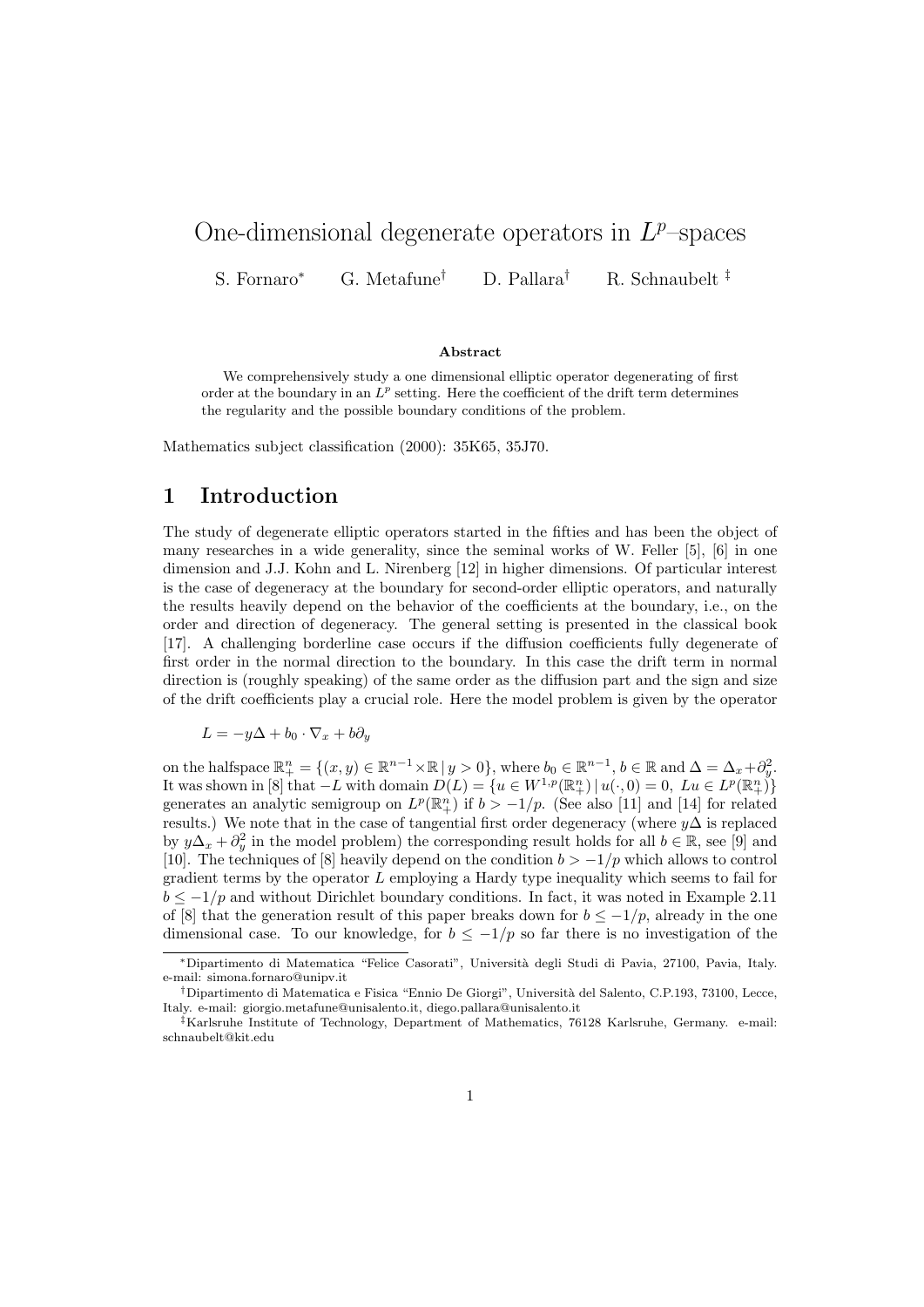# One-dimensional degenerate operators in $L^p$–spaces

S. Fornaro[*] G. Metafune[†] D. Pallara[†] R. Schnaubelt [‡]

**Abstract**

We comprehensively study a one dimensional elliptic operator degenerating of first order at the boundary in an $L^p$ setting. Here the coefficient of the drift term determines the regularity and the possible boundary conditions of the problem.

Mathematics subject classification (2000): 35K65, 35J70.

## 1 Introduction

The study of degenerate elliptic operators started in the fifties and has been the object of many researches in a wide generality, since the seminal works of W. Feller [5], [6] in one dimension and J.J. Kohn and L. Nirenberg [12] in higher dimensions. Of particular interest is the case of degeneracy at the boundary for second-order elliptic operators, and naturally the results heavily depend on the behavior of the coefficients at the boundary, i.e., on the order and direction of degeneracy. The general setting is presented in the classical book [17]. A challenging borderline case occurs if the diffusion coefficients fully degenerate of first order in the normal direction to the boundary. In this case the drift term in normal direction is (roughly speaking) of the same order as the diffusion part and the sign and size of the drift coefficients play a crucial role. Here the model problem is given by the operator

$$L = -y\Delta + b_0 \cdot \nabla_x + b\partial_y$$

on the halfspace $\mathbb{R}^n_+ = \{(x, y) \in \mathbb{R}^{n-1}\times\mathbb{R} \,|\, y > 0\}$, where $b_0 \in \mathbb{R}^{n-1}$, $b \in \mathbb{R}$ and $\Delta = \Delta_x+\partial_y^2$. It was shown in [8] that $-L$ with domain $D(L) = \{u \in W^{1,p}(\mathbb{R}^n_+) \,|\, u(\cdot, 0) = 0,\ Lu \in L^p(\mathbb{R}^n_+)\}$ generates an analytic semigroup on $L^p(\mathbb{R}^n_+)$ if $b > -1/p$. (See also [11] and [14] for related results.) We note that in the case of tangential first order degeneracy (where $y\Delta$ is replaced by $y\Delta_x + \partial_y^2$ in the model problem) the corresponding result holds for all $b \in \mathbb{R}$, see [9] and [10]. The techniques of [8] heavily depend on the condition $b > -1/p$ which allows to control gradient terms by the operator $L$ employing a Hardy type inequality which seems to fail for $b \le -1/p$ and without Dirichlet boundary conditions. In fact, it was noted in Example 2.11 of [8] that the generation result of this paper breaks down for $b \le -1/p$, already in the one dimensional case. To our knowledge, for $b \le -1/p$ so far there is no investigation of the

---

[*] Dipartimento di Matematica "Felice Casorati", Università degli Studi di Pavia, 27100, Pavia, Italy. e-mail: simona.fornaro@unipv.it

[†] Dipartimento di Matematica e Fisica "Ennio De Giorgi", Università del Salento, C.P.193, 73100, Lecce, Italy. e-mail: giorgio.metafune@unisalento.it, diego.pallara@unisalento.it

[‡] Karlsruhe Institute of Technology, Department of Mathematics, 76128 Karlsruhe, Germany. e-mail: schnaubelt@kit.edu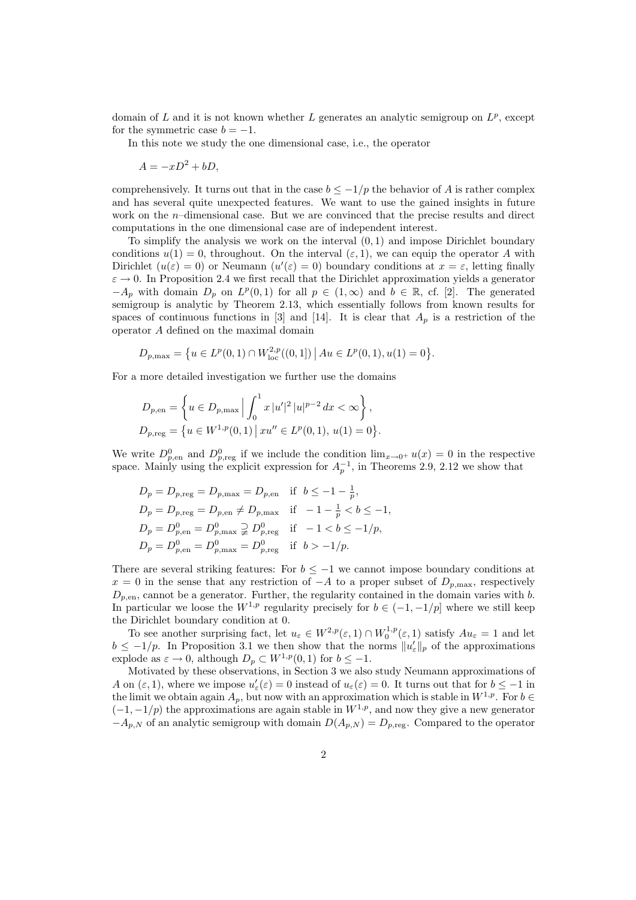domain of $L$ and it is not known whether $L$ generates an analytic semigroup on $L^p$, except for the symmetric case $b = -1$.

In this note we study the one dimensional case, i.e., the operator

$$A = -xD^2 + bD,$$

comprehensively. It turns out that in the case $b \le -1/p$ the behavior of $A$ is rather complex and has several quite unexpected features. We want to use the gained insights in future work on the $n$–dimensional case. But we are convinced that the precise results and direct computations in the one dimensional case are of independent interest.

To simplify the analysis we work on the interval $(0, 1)$ and impose Dirichlet boundary conditions $u(1) = 0$, throughout. On the interval $(\varepsilon, 1)$, we can equip the operator $A$ with Dirichlet ($u(\varepsilon) = 0$) or Neumann ($u'(\varepsilon) = 0$) boundary conditions at $x = \varepsilon$, letting finally $\varepsilon \to 0$. In Proposition 2.4 we first recall that the Dirichlet approximation yields a generator $-A_p$ with domain $D_p$ on $L^p(0, 1)$ for all $p \in (1,\infty)$ and $b \in \mathbb{R}$, cf. [2]. The generated semigroup is analytic by Theorem 2.13, which essentially follows from known results for spaces of continuous functions in [3] and [14]. It is clear that $A_p$ is a restriction of the operator $A$ defined on the maximal domain

$$D_{p,\max} = \big\{u \in L^p(0, 1) \cap W^{2,p}_{\text{loc}}((0, 1]) \,\big|\, Au \in L^p(0, 1), u(1) = 0\big\}.$$

For a more detailed investigation we further use the domains

$$D_{p,\text{en}} = \left\{u \in D_{p,\max} \,\Big|\, \int_0^1 x\,|u'|^2\,|u|^{p-2}\,dx < \infty\right\},$$
$$D_{p,\text{reg}} = \big\{u \in W^{1,p}(0, 1) \,\big|\, xu'' \in L^p(0, 1),\ u(1) = 0\big\}.$$

We write $D^0_{p,\text{en}}$ and $D^0_{p,\text{reg}}$ if we include the condition $\lim_{x\to 0^+} u(x) = 0$ in the respective space. Mainly using the explicit expression for $A_p^{-1}$, in Theorems 2.9, 2.12 we show that

$$\begin{aligned}
&D_p = D_{p,\text{reg}} = D_{p,\max} = D_{p,\text{en}} && \text{if } \ b \le -1 - \tfrac{1}{p},\\
&D_p = D_{p,\text{reg}} = D_{p,\text{en}} \ne D_{p,\max} && \text{if } \ -1 - \tfrac{1}{p} < b \le -1,\\
&D_p = D^0_{p,\text{en}} = D^0_{p,\max} \supsetneq D^0_{p,\text{reg}} && \text{if } \ -1 < b \le -1/p,\\
&D_p = D^0_{p,\text{en}} = D^0_{p,\max} = D^0_{p,\text{reg}} && \text{if } \ b > -1/p.
\end{aligned}$$

There are several striking features: For $b \le -1$ we cannot impose boundary conditions at $x = 0$ in the sense that any restriction of $-A$ to a proper subset of $D_{p,\max}$, respectively $D_{p,\text{en}}$, cannot be a generator. Further, the regularity contained in the domain varies with $b$. In particular we loose the $W^{1,p}$ regularity precisely for $b \in (-1, -1/p]$ where we still keep the Dirichlet boundary condition at 0.

To see another surprising fact, let $u_\varepsilon \in W^{2,p}(\varepsilon, 1) \cap W^{1,p}_0(\varepsilon, 1)$ satisfy $Au_\varepsilon = 1$ and let $b \le -1/p$. In Proposition 3.1 we then show that the norms $\|u'_\varepsilon\|_p$ of the approximations explode as $\varepsilon \to 0$, although $D_p \subset W^{1,p}(0, 1)$ for $b \le -1$.

Motivated by these observations, in Section 3 we also study Neumann approximations of $A$ on $(\varepsilon, 1)$, where we impose $u'_\varepsilon(\varepsilon) = 0$ instead of $u_\varepsilon(\varepsilon) = 0$. It turns out that for $b \le -1$ in the limit we obtain again $A_p$, but now with an approximation which is stable in $W^{1,p}$. For $b \in (-1, -1/p)$ the approximations are again stable in $W^{1,p}$, and now they give a new generator $-A_{p,N}$ of an analytic semigroup with domain $D(A_{p,N}) = D_{p,\text{reg}}$. Compared to the operator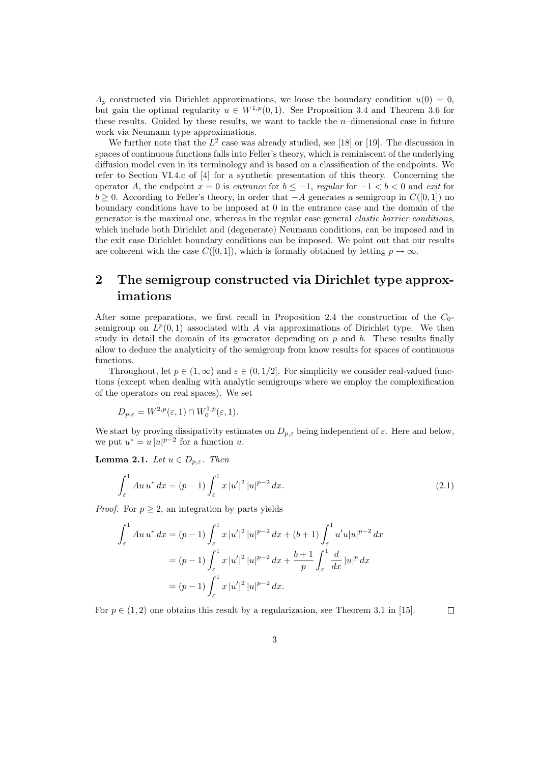$A_p$ constructed via Dirichlet approximations, we loose the boundary condition $u(0) = 0$, but gain the optimal regularity $u \in W^{1,p}(0,1)$. See Proposition 3.4 and Theorem 3.6 for these results. Guided by these results, we want to tackle the $n$–dimensional case in future work via Neumann type approximations.

We further note that the $L^2$ case was already studied, see [18] or [19]. The discussion in spaces of continuous functions falls into Feller's theory, which is reminiscent of the underlying diffusion model even in its terminology and is based on a classification of the endpoints. We refer to Section VI.4.c of [4] for a synthetic presentation of this theory. Concerning the operator $A$, the endpoint $x = 0$ is *entrance* for $b \le -1$, *regular* for $-1 < b < 0$ and *exit* for $b \ge 0$. According to Feller's theory, in order that $-A$ generates a semigroup in $C([0,1])$ no boundary conditions have to be imposed at 0 in the entrance case and the domain of the generator is the maximal one, whereas in the regular case general *elastic barrier conditions*, which include both Dirichlet and (degenerate) Neumann conditions, can be imposed and in the exit case Dirichlet boundary conditions can be imposed. We point out that our results are coherent with the case $C([0,1])$, which is formally obtained by letting $p \to \infty$.

## 2 The semigroup constructed via Dirichlet type approximations

After some preparations, we first recall in Proposition 2.4 the construction of the $C_0$-semigroup on $L^p(0,1)$ associated with $A$ via approximations of Dirichlet type. We then study in detail the domain of its generator depending on $p$ and $b$. These results finally allow to deduce the analyticity of the semigroup from know results for spaces of continuous functions.

Throughout, let $p \in (1,\infty)$ and $\varepsilon \in (0,1/2]$. For simplicity we consider real-valued functions (except when dealing with analytic semigroups where we employ the complexification of the operators on real spaces). We set

$$D_{p,\varepsilon} = W^{2,p}(\varepsilon,1) \cap W_0^{1,p}(\varepsilon,1).$$

We start by proving dissipativity estimates on $D_{p,\varepsilon}$ being independent of $\varepsilon$. Here and below, we put $u^* = u\,|u|^{p-2}$ for a function $u$.

**Lemma 2.1.** *Let $u \in D_{p,\varepsilon}$. Then*

$$\int_\varepsilon^1 Au\,u^*\,dx = (p-1)\int_\varepsilon^1 x\,|u'|^2\,|u|^{p-2}\,dx. \tag{2.1}$$

*Proof.* For $p \ge 2$, an integration by parts yields

$$\begin{aligned}
\int_\varepsilon^1 Au\,u^*\,dx &= (p-1)\int_\varepsilon^1 x\,|u'|^2\,|u|^{p-2}\,dx + (b+1)\int_\varepsilon^1 u'u|u|^{p-2}\,dx \\
&= (p-1)\int_\varepsilon^1 x\,|u'|^2\,|u|^{p-2}\,dx + \frac{b+1}{p}\int_\varepsilon^1 \frac{d}{dx}\,|u|^p\,dx \\
&= (p-1)\int_\varepsilon^1 x\,|u'|^2\,|u|^{p-2}\,dx.
\end{aligned}$$

For $p \in (1,2)$ one obtains this result by a regularization, see Theorem 3.1 in [15]. □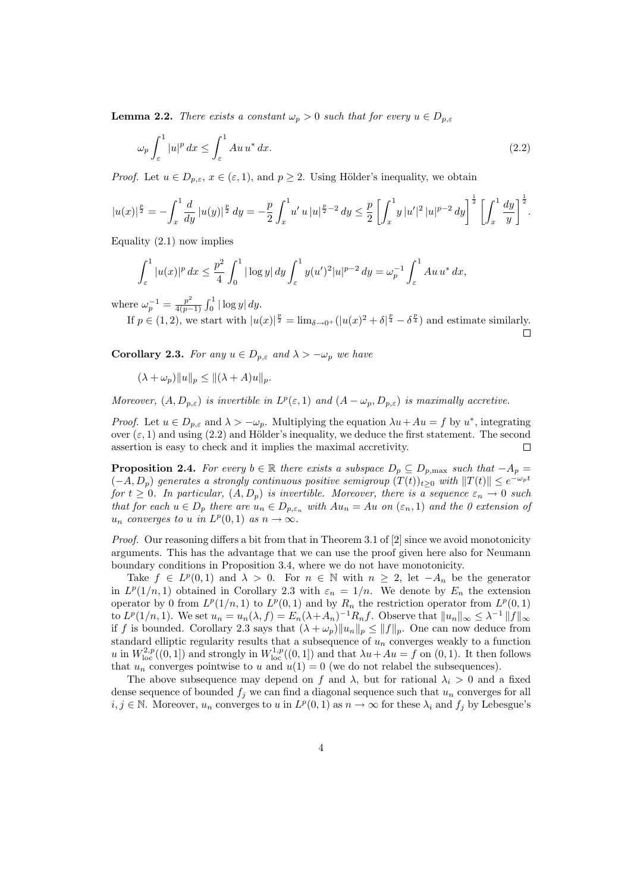**Lemma 2.2.** *There exists a constant $\omega_p > 0$ such that for every $u \in D_{p,\varepsilon}$*

$$\omega_p \int_\varepsilon^1 |u|^p \, dx \le \int_\varepsilon^1 Au \, u^* \, dx. \tag{2.2}$$

*Proof.* Let $u \in D_{p,\varepsilon}$, $x \in (\varepsilon, 1)$, and $p \ge 2$. Using Hölder's inequality, we obtain

$$|u(x)|^{\frac{p}{2}} = -\int_x^1 \frac{d}{dy} |u(y)|^{\frac{p}{2}} \, dy = -\frac{p}{2} \int_x^1 u' \, u \, |u|^{\frac{p}{2}-2} \, dy \le \frac{p}{2} \left[ \int_x^1 y \, |u'|^2 \, |u|^{p-2} \, dy \right]^{\frac{1}{2}} \left[ \int_x^1 \frac{dy}{y} \right]^{\frac{1}{2}}.$$

Equality (2.1) now implies

$$\int_\varepsilon^1 |u(x)|^p \, dx \le \frac{p^2}{4} \int_0^1 |\log y| \, dy \int_\varepsilon^1 y (u')^2 |u|^{p-2} \, dy = \omega_p^{-1} \int_\varepsilon^1 Au \, u^* \, dx,$$

where $\omega_p^{-1} = \frac{p^2}{4(p-1)} \int_0^1 |\log y| \, dy$.

If $p \in (1, 2)$, we start with $|u(x)|^{\frac{p}{2}} = \lim_{\delta \to 0^+} (|u(x)^2 + \delta|^{\frac{p}{4}} - \delta^{\frac{p}{4}})$ and estimate similarly. □

**Corollary 2.3.** *For any $u \in D_{p,\varepsilon}$ and $\lambda > -\omega_p$ we have*

$$(\lambda + \omega_p) \|u\|_p \le \|(\lambda + A)u\|_p.$$

*Moreover, $(A, D_{p,\varepsilon})$ is invertible in $L^p(\varepsilon, 1)$ and $(A - \omega_p, D_{p,\varepsilon})$ is maximally accretive.*

*Proof.* Let $u \in D_{p,\varepsilon}$ and $\lambda > -\omega_p$. Multiplying the equation $\lambda u + Au = f$ by $u^*$, integrating over $(\varepsilon, 1)$ and using (2.2) and Hölder's inequality, we deduce the first statement. The second assertion is easy to check and it implies the maximal accretivity. □

**Proposition 2.4.** *For every $b \in \mathbb{R}$ there exists a subspace $D_p \subseteq D_{p,\max}$ such that $-A_p = (-A, D_p)$ generates a strongly continuous positive semigroup $(T(t))_{t \ge 0}$ with $\|T(t)\| \le e^{-\omega_p t}$ for $t \ge 0$. In particular, $(A, D_p)$ is invertible. Moreover, there is a sequence $\varepsilon_n \to 0$ such that for each $u \in D_p$ there are $u_n \in D_{p,\varepsilon_n}$ with $Au_n = Au$ on $(\varepsilon_n, 1)$ and the 0 extension of $u_n$ converges to $u$ in $L^p(0, 1)$ as $n \to \infty$.*

*Proof.* Our reasoning differs a bit from that in Theorem 3.1 of [2] since we avoid monotonicity arguments. This has the advantage that we can use the proof given here also for Neumann boundary conditions in Proposition 3.4, where we do not have monotonicity.

Take $f \in L^p(0, 1)$ and $\lambda > 0$. For $n \in \mathbb{N}$ with $n \ge 2$, let $-A_n$ be the generator in $L^p(1/n, 1)$ obtained in Corollary 2.3 with $\varepsilon_n = 1/n$. We denote by $E_n$ the extension operator by 0 from $L^p(1/n, 1)$ to $L^p(0, 1)$ and by $R_n$ the restriction operator from $L^p(0, 1)$ to $L^p(1/n, 1)$. We set $u_n = u_n(\lambda, f) = E_n(\lambda + A_n)^{-1} R_n f$. Observe that $\|u_n\|_\infty \le \lambda^{-1} \|f\|_\infty$ if $f$ is bounded. Corollary 2.3 says that $(\lambda + \omega_p)\|u_n\|_p \le \|f\|_p$. One can now deduce from standard elliptic regularity results that a subsequence of $u_n$ converges weakly to a function $u$ in $W^{2,p}_{\mathrm{loc}}((0, 1])$ and strongly in $W^{1,p}_{\mathrm{loc}}((0, 1])$ and that $\lambda u + Au = f$ on $(0, 1)$. It then follows that $u_n$ converges pointwise to $u$ and $u(1) = 0$ (we do not relabel the subsequences).

The above subsequence may depend on $f$ and $\lambda$, but for rational $\lambda_i > 0$ and a fixed dense sequence of bounded $f_j$ we can find a diagonal sequence such that $u_n$ converges for all $i, j \in \mathbb{N}$. Moreover, $u_n$ converges to $u$ in $L^p(0, 1)$ as $n \to \infty$ for these $\lambda_i$ and $f_j$ by Lebesgue's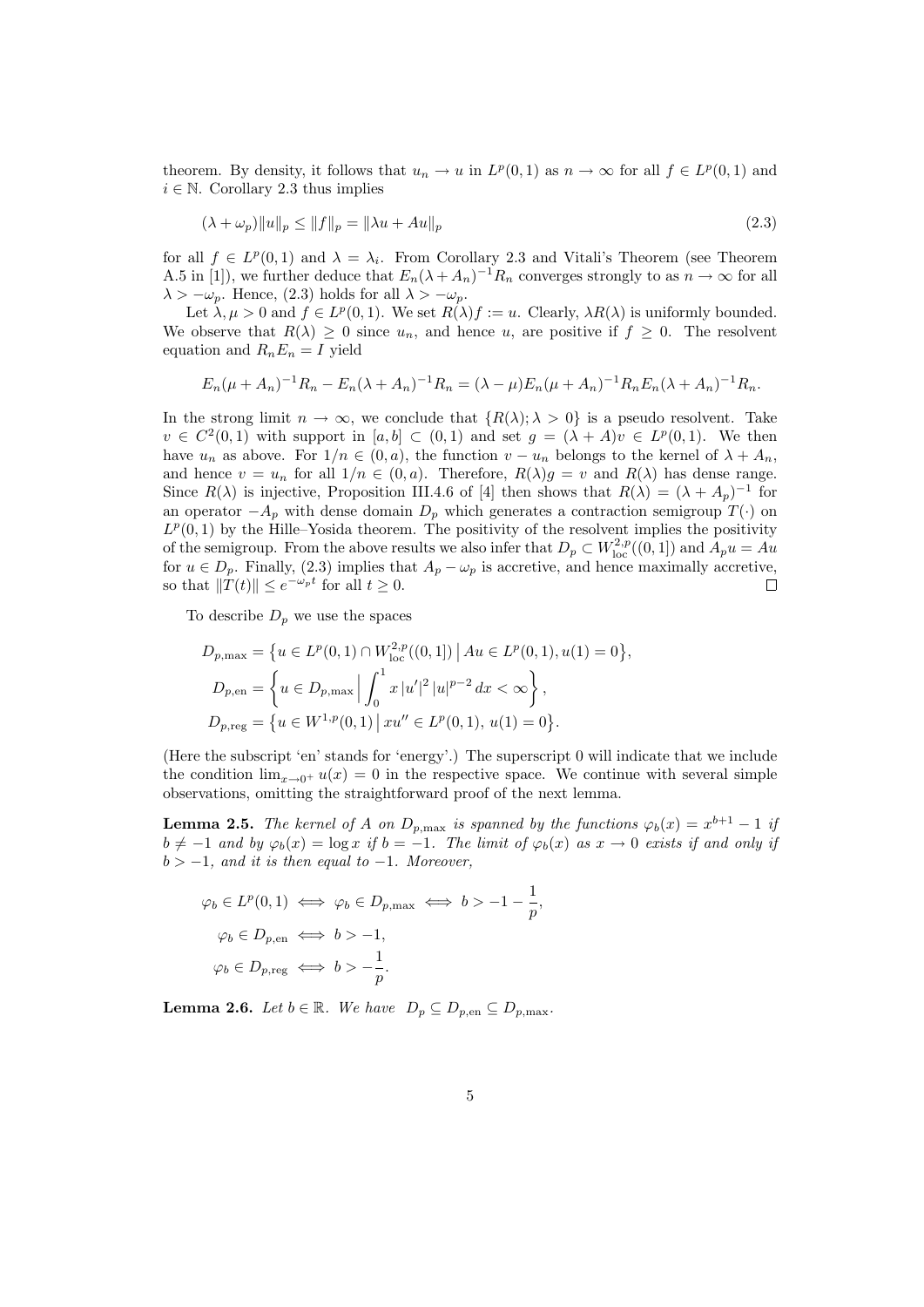theorem. By density, it follows that $u_n \to u$ in $L^p(0,1)$ as $n \to \infty$ for all $f \in L^p(0,1)$ and $i \in \mathbb{N}$. Corollary 2.3 thus implies

$$(\lambda + \omega_p)\|u\|_p \le \|f\|_p = \|\lambda u + Au\|_p \tag{2.3}$$

for all $f \in L^p(0,1)$ and $\lambda = \lambda_i$. From Corollary 2.3 and Vitali's Theorem (see Theorem A.5 in [1]), we further deduce that $E_n(\lambda + A_n)^{-1}R_n$ converges strongly to as $n \to \infty$ for all $\lambda > -\omega_p$. Hence, (2.3) holds for all $\lambda > -\omega_p$.

Let $\lambda, \mu > 0$ and $f \in L^p(0,1)$. We set $R(\lambda)f := u$. Clearly, $\lambda R(\lambda)$ is uniformly bounded. We observe that $R(\lambda) \ge 0$ since $u_n$, and hence $u$, are positive if $f \ge 0$. The resolvent equation and $R_n E_n = I$ yield

$$E_n(\mu + A_n)^{-1}R_n - E_n(\lambda + A_n)^{-1}R_n = (\lambda - \mu)E_n(\mu + A_n)^{-1}R_n E_n(\lambda + A_n)^{-1}R_n.$$

In the strong limit $n \to \infty$, we conclude that $\{R(\lambda); \lambda > 0\}$ is a pseudo resolvent. Take $v \in C^2(0,1)$ with support in $[a,b] \subset (0,1)$ and set $g = (\lambda + A)v \in L^p(0,1)$. We then have $u_n$ as above. For $1/n \in (0,a)$, the function $v - u_n$ belongs to the kernel of $\lambda + A_n$, and hence $v = u_n$ for all $1/n \in (0,a)$. Therefore, $R(\lambda)g = v$ and $R(\lambda)$ has dense range. Since $R(\lambda)$ is injective, Proposition III.4.6 of [4] then shows that $R(\lambda) = (\lambda + A_p)^{-1}$ for an operator $-A_p$ with dense domain $D_p$ which generates a contraction semigroup $T(\cdot)$ on $L^p(0,1)$ by the Hille–Yosida theorem. The positivity of the resolvent implies the positivity of the semigroup. From the above results we also infer that $D_p \subset W^{2,p}_{\mathrm{loc}}((0,1])$ and $A_p u = Au$ for $u \in D_p$. Finally, (2.3) implies that $A_p - \omega_p$ is accretive, and hence maximally accretive, so that $\|T(t)\| \le e^{-\omega_p t}$ for all $t \ge 0$. □

To describe $D_p$ we use the spaces

$$D_{p,\max} = \{u \in L^p(0,1) \cap W^{2,p}_{\mathrm{loc}}((0,1]) \mid Au \in L^p(0,1), u(1) = 0\},$$
$$D_{p,\mathrm{en}} = \left\{u \in D_{p,\max} \,\Big|\, \int_0^1 x\,|u'|^2\,|u|^{p-2}\,dx < \infty\right\},$$
$$D_{p,\mathrm{reg}} = \{u \in W^{1,p}(0,1) \mid xu'' \in L^p(0,1),\ u(1) = 0\}.$$

(Here the subscript 'en' stands for 'energy'.) The superscript 0 will indicate that we include the condition $\lim_{x\to 0^+} u(x) = 0$ in the respective space. We continue with several simple observations, omitting the straightforward proof of the next lemma.

**Lemma 2.5.** *The kernel of $A$ on $D_{p,\max}$ is spanned by the functions $\varphi_b(x) = x^{b+1} - 1$ if $b \ne -1$ and by $\varphi_b(x) = \log x$ if $b = -1$. The limit of $\varphi_b(x)$ as $x \to 0$ exists if and only if $b > -1$, and it is then equal to $-1$. Moreover,*

$$\varphi_b \in L^p(0,1) \iff \varphi_b \in D_{p,\max} \iff b > -1 - \frac{1}{p},$$
$$\varphi_b \in D_{p,\mathrm{en}} \iff b > -1,$$
$$\varphi_b \in D_{p,\mathrm{reg}} \iff b > -\frac{1}{p}.$$

**Lemma 2.6.** *Let $b \in \mathbb{R}$. We have $D_p \subseteq D_{p,\mathrm{en}} \subseteq D_{p,\max}$.*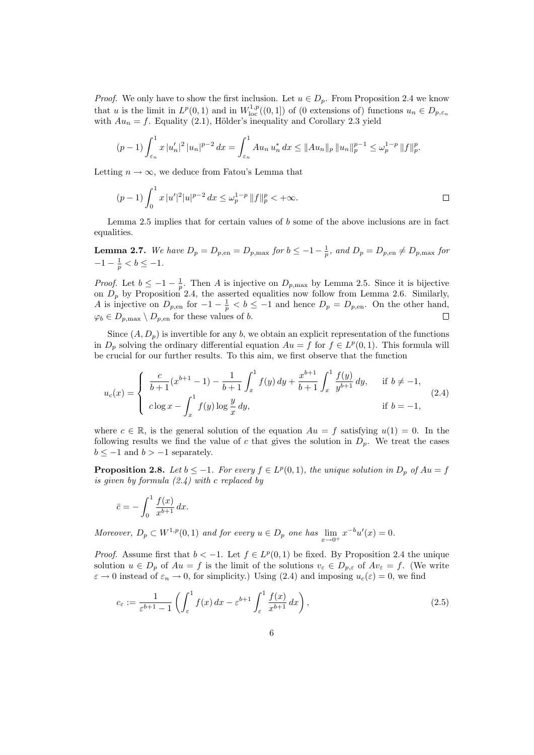*Proof.* We only have to show the first inclusion. Let $u \in D_p$. From Proposition 2.4 we know that $u$ is the limit in $L^p(0,1)$ and in $W^{1,p}_{\text{loc}}((0,1])$ of (0 extensions of) functions $u_n \in D_{p,\varepsilon_n}$ with $Au_n = f$. Equality (2.1), Hölder's inequality and Corollary 2.3 yield

$$(p-1)\int_{\varepsilon_n}^1 x\,|u_n'|^2\,|u_n|^{p-2}\,dx = \int_{\varepsilon_n}^1 Au_n\,u_n^*\,dx \le \|Au_n\|_p\,\|u_n\|_p^{p-1} \le \omega_p^{1-p}\,\|f\|_p^p.$$

Letting $n \to \infty$, we deduce from Fatou's Lemma that

$$(p-1)\int_0^1 x\,|u'|^2|u|^{p-2}\,dx \le \omega_p^{1-p}\,\|f\|_p^p < +\infty.$$

□

Lemma 2.5 implies that for certain values of $b$ some of the above inclusions are in fact equalities.

**Lemma 2.7.** *We have $D_p = D_{p,\text{en}} = D_{p,\max}$ for $b \le -1-\frac{1}{p}$, and $D_p = D_{p,\text{en}} \ne D_{p,\max}$ for $-1-\frac{1}{p} < b \le -1$.*

*Proof.* Let $b \le -1-\frac{1}{p}$. Then $A$ is injective on $D_{p,\max}$ by Lemma 2.5. Since it is bijective on $D_p$ by Proposition 2.4, the asserted equalities now follow from Lemma 2.6. Similarly, $A$ is injective on $D_{p,\text{en}}$ for $-1-\frac{1}{p} < b \le -1$ and hence $D_p = D_{p,\text{en}}$. On the other hand, $\varphi_b \in D_{p,\max} \setminus D_{p,\text{en}}$ for these values of $b$. □

Since $(A, D_p)$ is invertible for any $b$, we obtain an explicit representation of the functions in $D_p$ solving the ordinary differential equation $Au = f$ for $f \in L^p(0,1)$. This formula will be crucial for our further results. To this aim, we first observe that the function

$$u_c(x) = \begin{cases} \dfrac{c}{b+1}(x^{b+1}-1) - \dfrac{1}{b+1}\displaystyle\int_x^1 f(y)\,dy + \dfrac{x^{b+1}}{b+1}\displaystyle\int_x^1 \dfrac{f(y)}{y^{b+1}}\,dy, & \text{if } b \ne -1, \\ c\log x - \displaystyle\int_x^1 f(y)\log\dfrac{y}{x}\,dy, & \text{if } b = -1, \end{cases} \tag{2.4}$$

where $c \in \mathbb{R}$, is the general solution of the equation $Au = f$ satisfying $u(1) = 0$. In the following results we find the value of $c$ that gives the solution in $D_p$. We treat the cases $b \le -1$ and $b > -1$ separately.

**Proposition 2.8.** *Let $b \le -1$. For every $f \in L^p(0,1)$, the unique solution in $D_p$ of $Au = f$ is given by formula (2.4) with $c$ replaced by*

$$\bar{c} = -\int_0^1 \frac{f(x)}{x^{b+1}}\,dx.$$

*Moreover, $D_p \subset W^{1,p}(0,1)$ and for every $u \in D_p$ one has $\lim\limits_{x\to 0^+} x^{-b}u'(x) = 0$.*

*Proof.* Assume first that $b < -1$. Let $f \in L^p(0,1)$ be fixed. By Proposition 2.4 the unique solution $u \in D_p$ of $Au = f$ is the limit of the solutions $v_\varepsilon \in D_{p,\varepsilon}$ of $Av_\varepsilon = f$. (We write $\varepsilon \to 0$ instead of $\varepsilon_n \to 0$, for simplicity.) Using (2.4) and imposing $u_c(\varepsilon) = 0$, we find

$$c_\varepsilon := \frac{1}{\varepsilon^{b+1}-1}\left(\int_\varepsilon^1 f(x)\,dx - \varepsilon^{b+1}\int_\varepsilon^1 \frac{f(x)}{x^{b+1}}\,dx\right), \tag{2.5}$$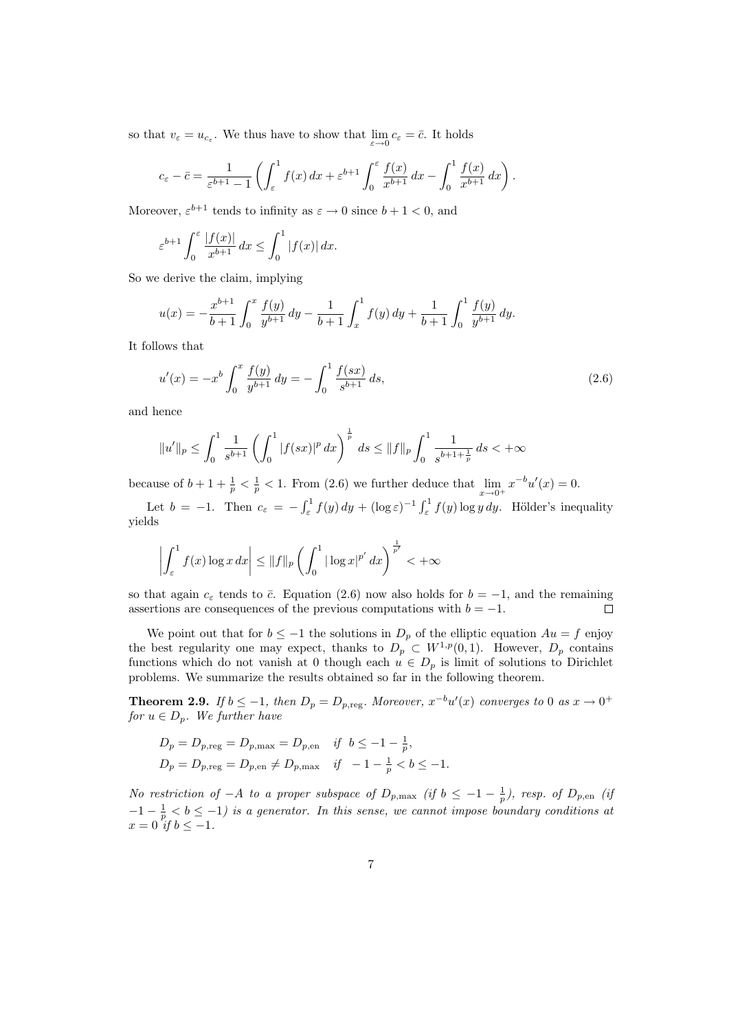so that $v_\varepsilon = u_{c_\varepsilon}$. We thus have to show that $\lim_{\varepsilon \to 0} c_\varepsilon = \bar{c}$. It holds

$$c_\varepsilon - \bar{c} = \frac{1}{\varepsilon^{b+1} - 1} \left( \int_\varepsilon^1 f(x)\, dx + \varepsilon^{b+1} \int_0^\varepsilon \frac{f(x)}{x^{b+1}}\, dx - \int_0^1 \frac{f(x)}{x^{b+1}}\, dx \right).$$

Moreover, $\varepsilon^{b+1}$ tends to infinity as $\varepsilon \to 0$ since $b + 1 < 0$, and

$$\varepsilon^{b+1} \int_0^\varepsilon \frac{|f(x)|}{x^{b+1}}\, dx \le \int_0^1 |f(x)|\, dx.$$

So we derive the claim, implying

$$u(x) = -\frac{x^{b+1}}{b+1} \int_0^x \frac{f(y)}{y^{b+1}}\, dy - \frac{1}{b+1} \int_x^1 f(y)\, dy + \frac{1}{b+1} \int_0^1 \frac{f(y)}{y^{b+1}}\, dy.$$

It follows that

$$u'(x) = -x^b \int_0^x \frac{f(y)}{y^{b+1}}\, dy = -\int_0^1 \frac{f(sx)}{s^{b+1}}\, ds, \tag{2.6}$$

and hence

$$\|u'\|_p \le \int_0^1 \frac{1}{s^{b+1}} \left( \int_0^1 |f(sx)|^p\, dx \right)^{\frac{1}{p}} ds \le \|f\|_p \int_0^1 \frac{1}{s^{b+1+\frac{1}{p}}}\, ds < +\infty$$

because of $b + 1 + \frac{1}{p} < \frac{1}{p} < 1$. From (2.6) we further deduce that $\lim_{x \to 0^+} x^{-b} u'(x) = 0$.

Let $b = -1$. Then $c_\varepsilon = -\int_\varepsilon^1 f(y)\, dy + (\log \varepsilon)^{-1} \int_\varepsilon^1 f(y) \log y\, dy$. Hölder's inequality yields

$$\left| \int_\varepsilon^1 f(x) \log x\, dx \right| \le \|f\|_p \left( \int_0^1 |\log x|^{p'}\, dx \right)^{\frac{1}{p'}} < +\infty$$

so that again $c_\varepsilon$ tends to $\bar{c}$. Equation (2.6) now also holds for $b = -1$, and the remaining assertions are consequences of the previous computations with $b = -1$. $\square$

We point out that for $b \le -1$ the solutions in $D_p$ of the elliptic equation $Au = f$ enjoy the best regularity one may expect, thanks to $D_p \subset W^{1,p}(0,1)$. However, $D_p$ contains functions which do not vanish at 0 though each $u \in D_p$ is limit of solutions to Dirichlet problems. We summarize the results obtained so far in the following theorem.

**Theorem 2.9.** *If $b \le -1$, then $D_p = D_{p,\text{reg}}$. Moreover, $x^{-b} u'(x)$ converges to 0 as $x \to 0^+$ for $u \in D_p$. We further have*

$$D_p = D_{p,\text{reg}} = D_{p,\max} = D_{p,\text{en}} \quad \text{if} \;\; b \le -1 - \tfrac{1}{p},$$
$$D_p = D_{p,\text{reg}} = D_{p,\text{en}} \ne D_{p,\max} \quad \text{if} \;\; -1 - \tfrac{1}{p} < b \le -1.$$

*No restriction of $-A$ to a proper subspace of $D_{p,\max}$ (if $b \le -1 - \frac{1}{p}$), resp. of $D_{p,\text{en}}$ (if $-1 - \frac{1}{p} < b \le -1$) is a generator. In this sense, we cannot impose boundary conditions at $x = 0$ if $b \le -1$.*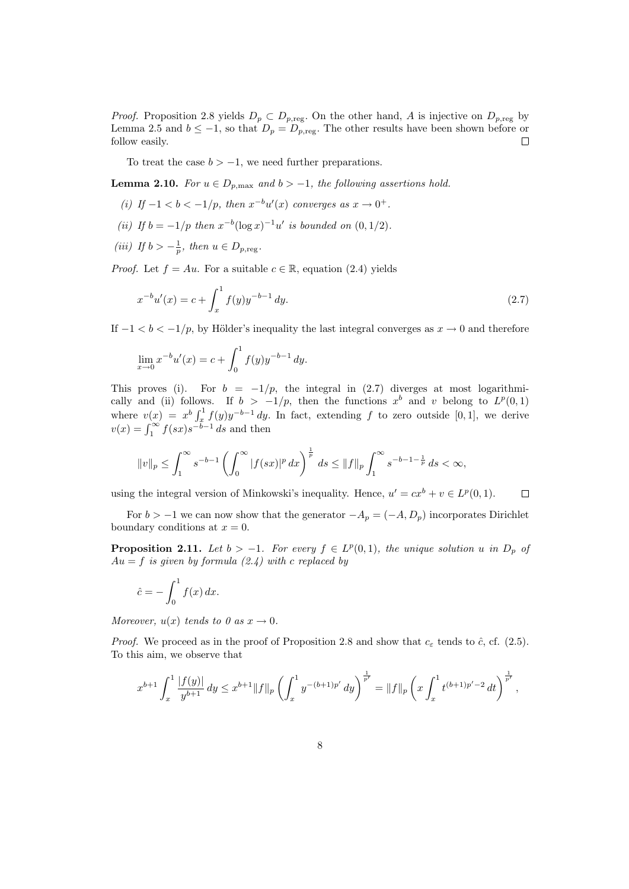*Proof.* Proposition 2.8 yields $D_p \subset D_{p,\text{reg}}$. On the other hand, $A$ is injective on $D_{p,\text{reg}}$ by Lemma 2.5 and $b \le -1$, so that $D_p = D_{p,\text{reg}}$. The other results have been shown before or follow easily. □

To treat the case $b > -1$, we need further preparations.

**Lemma 2.10.** *For $u \in D_{p,\max}$ and $b > -1$, the following assertions hold.*

*(i) If $-1 < b < -1/p$, then $x^{-b}u'(x)$ converges as $x \to 0^+$.*

*(ii) If $b = -1/p$ then $x^{-b}(\log x)^{-1}u'$ is bounded on $(0, 1/2)$.*

*(iii) If $b > -\frac{1}{p}$, then $u \in D_{p,\text{reg}}$.*

*Proof.* Let $f = Au$. For a suitable $c \in \mathbb{R}$, equation (2.4) yields

$$x^{-b}u'(x) = c + \int_x^1 f(y)y^{-b-1}\,dy. \tag{2.7}$$

If $-1 < b < -1/p$, by Hölder's inequality the last integral converges as $x \to 0$ and therefore

$$\lim_{x\to 0} x^{-b}u'(x) = c + \int_0^1 f(y)y^{-b-1}\,dy.$$

This proves (i). For $b = -1/p$, the integral in (2.7) diverges at most logarithmically and (ii) follows. If $b > -1/p$, then the functions $x^b$ and $v$ belong to $L^p(0,1)$ where $v(x) = x^b \int_x^1 f(y)y^{-b-1}\,dy$. In fact, extending $f$ to zero outside $[0,1]$, we derive $v(x) = \int_1^\infty f(sx)s^{-b-1}\,ds$ and then

$$\|v\|_p \le \int_1^\infty s^{-b-1}\left(\int_0^\infty |f(sx)|^p\,dx\right)^{\frac{1}{p}}\,ds \le \|f\|_p \int_1^\infty s^{-b-1-\frac{1}{p}}\,ds < \infty,$$

using the integral version of Minkowski's inequality. Hence, $u' = cx^b + v \in L^p(0,1)$. □

For $b > -1$ we can now show that the generator $-A_p = (-A, D_p)$ incorporates Dirichlet boundary conditions at $x = 0$.

**Proposition 2.11.** *Let $b > -1$. For every $f \in L^p(0,1)$, the unique solution $u$ in $D_p$ of $Au = f$ is given by formula (2.4) with $c$ replaced by*

$$\hat{c} = -\int_0^1 f(x)\,dx.$$

*Moreover, $u(x)$ tends to 0 as $x \to 0$.*

*Proof.* We proceed as in the proof of Proposition 2.8 and show that $c_\varepsilon$ tends to $\hat{c}$, cf. (2.5). To this aim, we observe that

$$x^{b+1}\int_x^1 \frac{|f(y)|}{y^{b+1}}\,dy \le x^{b+1}\|f\|_p \left(\int_x^1 y^{-(b+1)p'}\,dy\right)^{\frac{1}{p'}} = \|f\|_p \left(x\int_x^1 t^{(b+1)p'-2}\,dt\right)^{\frac{1}{p'}},$$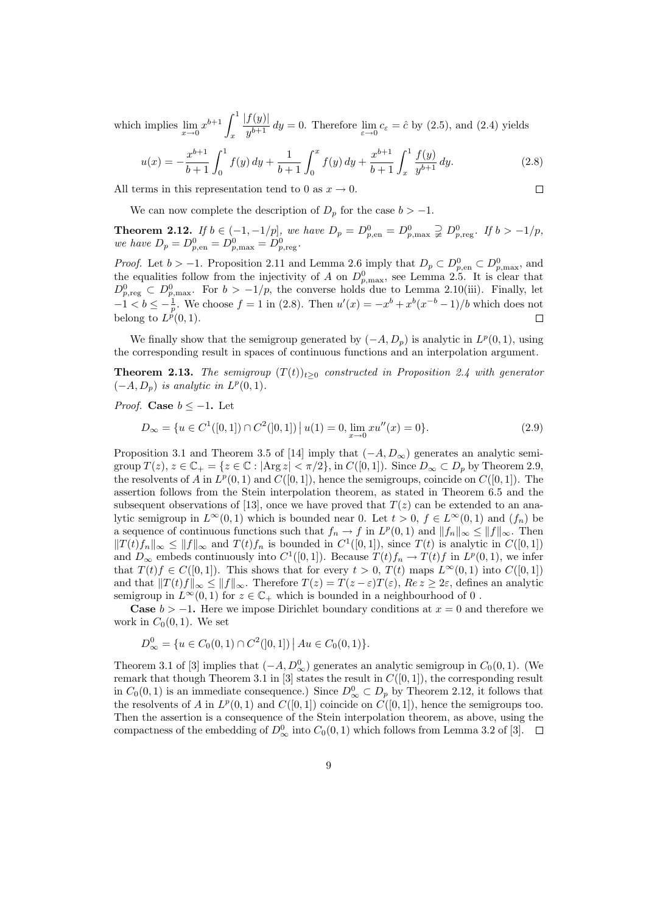which implies $\lim_{x\to 0} x^{b+1} \int_x^1 \frac{|f(y)|}{y^{b+1}}\,dy = 0$. Therefore $\lim_{\varepsilon\to 0} c_\varepsilon = \hat{c}$ by (2.5), and (2.4) yields

$$u(x) = -\frac{x^{b+1}}{b+1}\int_0^1 f(y)\,dy + \frac{1}{b+1}\int_0^x f(y)\,dy + \frac{x^{b+1}}{b+1}\int_x^1 \frac{f(y)}{y^{b+1}}\,dy. \tag{2.8}$$

All terms in this representation tend to 0 as $x \to 0$. $\square$

We can now complete the description of $D_p$ for the case $b > -1$.

**Theorem 2.12.** *If $b \in (-1, -1/p]$, we have $D_p = D^0_{p,\mathrm{en}} = D^0_{p,\max} \supsetneqq D^0_{p,\mathrm{reg}}$. If $b > -1/p$, we have $D_p = D^0_{p,\mathrm{en}} = D^0_{p,\max} = D^0_{p,\mathrm{reg}}$.*

*Proof.* Let $b > -1$. Proposition 2.11 and Lemma 2.6 imply that $D_p \subset D^0_{p,\mathrm{en}} \subset D^0_{p,\max}$, and the equalities follow from the injectivity of $A$ on $D^0_{p,\max}$, see Lemma 2.5. It is clear that $D^0_{p,\mathrm{reg}} \subset D^0_{p,\max}$. For $b > -1/p$, the converse holds due to Lemma 2.10(iii). Finally, let $-1 < b \le -\frac{1}{p}$. We choose $f = 1$ in (2.8). Then $u'(x) = -x^b + x^b(x^{-b} - 1)/b$ which does not belong to $L^p(0,1)$. $\square$

We finally show that the semigroup generated by $(-A, D_p)$ is analytic in $L^p(0,1)$, using the corresponding result in spaces of continuous functions and an interpolation argument.

**Theorem 2.13.** *The semigroup $(T(t))_{t\ge 0}$ constructed in Proposition 2.4 with generator $(-A, D_p)$ is analytic in $L^p(0,1)$.*

*Proof.* **Case $b \le -1$.** Let

$$D_\infty = \{u \in C^1([0,1]) \cap C^2(]0,1]) \mid u(1) = 0, \lim_{x\to 0} xu''(x) = 0\}. \tag{2.9}$$

Proposition 3.1 and Theorem 3.5 of [14] imply that $(-A, D_\infty)$ generates an analytic semigroup $T(z)$, $z \in \mathbb{C}_+ = \{z \in \mathbb{C} : |\mathrm{Arg}\, z| < \pi/2\}$, in $C([0,1])$. Since $D_\infty \subset D_p$ by Theorem 2.9, the resolvents of $A$ in $L^p(0,1)$ and $C([0,1])$, hence the semigroups, coincide on $C([0,1])$. The assertion follows from the Stein interpolation theorem, as stated in Theorem 6.5 and the subsequent observations of [13], once we have proved that $T(z)$ can be extended to an analytic semigroup in $L^\infty(0,1)$ which is bounded near 0. Let $t > 0$, $f \in L^\infty(0,1)$ and $(f_n)$ be a sequence of continuous functions such that $f_n \to f$ in $L^p(0,1)$ and $\|f_n\|_\infty \le \|f\|_\infty$. Then $\|T(t)f_n\|_\infty \le \|f\|_\infty$ and $T(t)f_n$ is bounded in $C^1([0,1])$, since $T(t)$ is analytic in $C([0,1])$ and $D_\infty$ embeds continuously into $C^1([0,1])$. Because $T(t)f_n \to T(t)f$ in $L^p(0,1)$, we infer that $T(t)f \in C([0,1])$. This shows that for every $t > 0$, $T(t)$ maps $L^\infty(0,1)$ into $C([0,1])$ and that $\|T(t)f\|_\infty \le \|f\|_\infty$. Therefore $T(z) = T(z-\varepsilon)T(\varepsilon)$, $Re\, z \ge 2\varepsilon$, defines an analytic semigroup in $L^\infty(0,1)$ for $z \in \mathbb{C}_+$ which is bounded in a neighbourhood of 0 .

**Case $b > -1$.** Here we impose Dirichlet boundary conditions at $x = 0$ and therefore we work in $C_0(0,1)$. We set

$$D^0_\infty = \{u \in C_0(0,1) \cap C^2(]0,1]) \mid Au \in C_0(0,1)\}.$$

Theorem 3.1 of [3] implies that $(-A, D^0_\infty)$ generates an analytic semigroup in $C_0(0,1)$. (We remark that though Theorem 3.1 in [3] states the result in $C([0,1])$, the corresponding result in $C_0(0,1)$ is an immediate consequence.) Since $D^0_\infty \subset D_p$ by Theorem 2.12, it follows that the resolvents of $A$ in $L^p(0,1)$ and $C([0,1])$ coincide on $C([0,1])$, hence the semigroups too. Then the assertion is a consequence of the Stein interpolation theorem, as above, using the compactness of the embedding of $D^0_\infty$ into $C_0(0,1)$ which follows from Lemma 3.2 of [3]. $\square$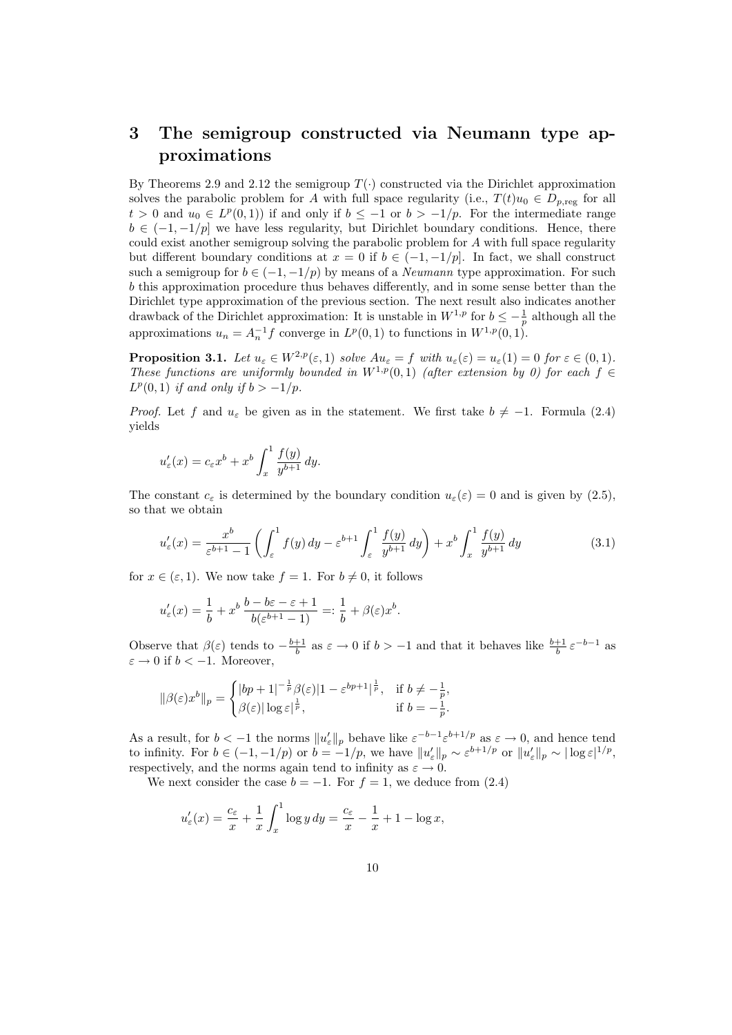# 3 The semigroup constructed via Neumann type approximations

By Theorems 2.9 and 2.12 the semigroup $T(\cdot)$ constructed via the Dirichlet approximation solves the parabolic problem for $A$ with full space regularity (i.e., $T(t)u_0 \in D_{p,\text{reg}}$ for all $t > 0$ and $u_0 \in L^p(0,1)$) if and only if $b \le -1$ or $b > -1/p$. For the intermediate range $b \in (-1, -1/p]$ we have less regularity, but Dirichlet boundary conditions. Hence, there could exist another semigroup solving the parabolic problem for $A$ with full space regularity but different boundary conditions at $x = 0$ if $b \in (-1, -1/p]$. In fact, we shall construct such a semigroup for $b \in (-1, -1/p)$ by means of a *Neumann* type approximation. For such $b$ this approximation procedure thus behaves differently, and in some sense better than the Dirichlet type approximation of the previous section. The next result also indicates another drawback of the Dirichlet approximation: It is unstable in $W^{1,p}$ for $b \le -\frac{1}{p}$ although all the approximations $u_n = A_n^{-1} f$ converge in $L^p(0,1)$ to functions in $W^{1,p}(0,1)$.

**Proposition 3.1.** *Let $u_\varepsilon \in W^{2,p}(\varepsilon, 1)$ solve $Au_\varepsilon = f$ with $u_\varepsilon(\varepsilon) = u_\varepsilon(1) = 0$ for $\varepsilon \in (0,1)$. These functions are uniformly bounded in $W^{1,p}(0,1)$ (after extension by 0) for each $f \in L^p(0,1)$ if and only if $b > -1/p$.*

*Proof.* Let $f$ and $u_\varepsilon$ be given as in the statement. We first take $b \neq -1$. Formula (2.4) yields

$$u_\varepsilon'(x) = c_\varepsilon x^b + x^b \int_x^1 \frac{f(y)}{y^{b+1}}\, dy.$$

The constant $c_\varepsilon$ is determined by the boundary condition $u_\varepsilon(\varepsilon) = 0$ and is given by (2.5), so that we obtain

$$u_\varepsilon'(x) = \frac{x^b}{\varepsilon^{b+1} - 1} \left( \int_\varepsilon^1 f(y)\, dy - \varepsilon^{b+1} \int_\varepsilon^1 \frac{f(y)}{y^{b+1}}\, dy \right) + x^b \int_x^1 \frac{f(y)}{y^{b+1}}\, dy \tag{3.1}$$

for $x \in (\varepsilon, 1)$. We now take $f = 1$. For $b \neq 0$, it follows

$$u_\varepsilon'(x) = \frac{1}{b} + x^b \, \frac{b - b\varepsilon - \varepsilon + 1}{b(\varepsilon^{b+1} - 1)} =: \frac{1}{b} + \beta(\varepsilon) x^b.$$

Observe that $\beta(\varepsilon)$ tends to $-\frac{b+1}{b}$ as $\varepsilon \to 0$ if $b > -1$ and that it behaves like $\frac{b+1}{b}\, \varepsilon^{-b-1}$ as $\varepsilon \to 0$ if $b < -1$. Moreover,

$$\|\beta(\varepsilon) x^b\|_p = \begin{cases} |bp+1|^{-\frac{1}{p}} \beta(\varepsilon) |1 - \varepsilon^{bp+1}|^{\frac{1}{p}}, & \text{if } b \neq -\frac{1}{p}, \\ \beta(\varepsilon) |\log \varepsilon|^{\frac{1}{p}}, & \text{if } b = -\frac{1}{p}. \end{cases}$$

As a result, for $b < -1$ the norms $\|u_\varepsilon'\|_p$ behave like $\varepsilon^{-b-1} \varepsilon^{b+1/p}$ as $\varepsilon \to 0$, and hence tend to infinity. For $b \in (-1, -1/p)$ or $b = -1/p$, we have $\|u_\varepsilon'\|_p \sim \varepsilon^{b+1/p}$ or $\|u_\varepsilon'\|_p \sim |\log \varepsilon|^{1/p}$, respectively, and the norms again tend to infinity as $\varepsilon \to 0$.

We next consider the case $b = -1$. For $f = 1$, we deduce from (2.4)

$$u_\varepsilon'(x) = \frac{c_\varepsilon}{x} + \frac{1}{x} \int_x^1 \log y\, dy = \frac{c_\varepsilon}{x} - \frac{1}{x} + 1 - \log x,$$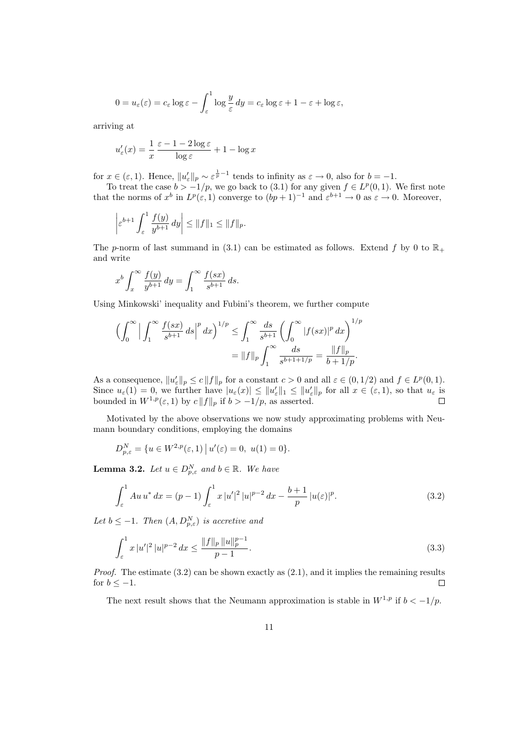$$0 = u_\varepsilon(\varepsilon) = c_\varepsilon \log \varepsilon - \int_\varepsilon^1 \log \frac{y}{\varepsilon}\, dy = c_\varepsilon \log \varepsilon + 1 - \varepsilon + \log \varepsilon,$$

arriving at

$$u_\varepsilon'(x) = \frac{1}{x}\,\frac{\varepsilon - 1 - 2\log \varepsilon}{\log \varepsilon} + 1 - \log x$$

for $x \in (\varepsilon, 1)$. Hence, $\|u_\varepsilon'\|_p \sim \varepsilon^{\frac{1}{p}-1}$ tends to infinity as $\varepsilon \to 0$, also for $b = -1$.

To treat the case $b > -1/p$, we go back to (3.1) for any given $f \in L^p(0,1)$. We first note that the norms of $x^b$ in $L^p(\varepsilon, 1)$ converge to $(bp+1)^{-1}$ and $\varepsilon^{b+1} \to 0$ as $\varepsilon \to 0$. Moreover,

$$\left| \varepsilon^{b+1} \int_\varepsilon^1 \frac{f(y)}{y^{b+1}}\, dy \right| \le \|f\|_1 \le \|f\|_p.$$

The $p$-norm of last summand in (3.1) can be estimated as follows. Extend $f$ by 0 to $\mathbb{R}_+$ and write

$$x^b \int_x^\infty \frac{f(y)}{y^{b+1}}\, dy = \int_1^\infty \frac{f(sx)}{s^{b+1}}\, ds.$$

Using Minkowski' inequality and Fubini's theorem, we further compute

$$\begin{aligned}
\Big( \int_0^\infty \Big| \int_1^\infty \frac{f(sx)}{s^{b+1}}\, ds \Big|^p dx \Big)^{1/p} &\le \int_1^\infty \frac{ds}{s^{b+1}} \left( \int_0^\infty |f(sx)|^p \, dx \right)^{1/p} \\
&= \|f\|_p \int_1^\infty \frac{ds}{s^{b+1+1/p}} = \frac{\|f\|_p}{b + 1/p}.
\end{aligned}$$

As a consequence, $\|u_\varepsilon'\|_p \le c\, \|f\|_p$ for a constant $c > 0$ and all $\varepsilon \in (0, 1/2)$ and $f \in L^p(0,1)$. Since $u_\varepsilon(1) = 0$, we further have $|u_\varepsilon(x)| \le \|u_\varepsilon'\|_1 \le \|u_\varepsilon'\|_p$ for all $x \in (\varepsilon, 1)$, so that $u_\varepsilon$ is bounded in $W^{1,p}(\varepsilon, 1)$ by $c\,\|f\|_p$ if $b > -1/p$, as asserted. ∎

Motivated by the above observations we now study approximating problems with Neumann boundary conditions, employing the domains

$$D_{p,\varepsilon}^N = \{ u \in W^{2,p}(\varepsilon, 1) \,\big|\, u'(\varepsilon) = 0,\ u(1) = 0 \}.$$

**Lemma 3.2.** *Let $u \in D_{p,\varepsilon}^N$ and $b \in \mathbb{R}$. We have*

$$\int_\varepsilon^1 Au\, u^*\, dx = (p-1) \int_\varepsilon^1 x\, |u'|^2\, |u|^{p-2}\, dx - \frac{b+1}{p}\, |u(\varepsilon)|^p. \tag{3.2}$$

*Let $b \le -1$. Then $(A, D_{p,\varepsilon}^N)$ is accretive and*

$$\int_\varepsilon^1 x\, |u'|^2\, |u|^{p-2}\, dx \le \frac{\|f\|_p\, \|u\|_p^{p-1}}{p-1}. \tag{3.3}$$

*Proof.* The estimate (3.2) can be shown exactly as (2.1), and it implies the remaining results for $b \le -1$. ∎

The next result shows that the Neumann approximation is stable in $W^{1,p}$ if $b < -1/p$.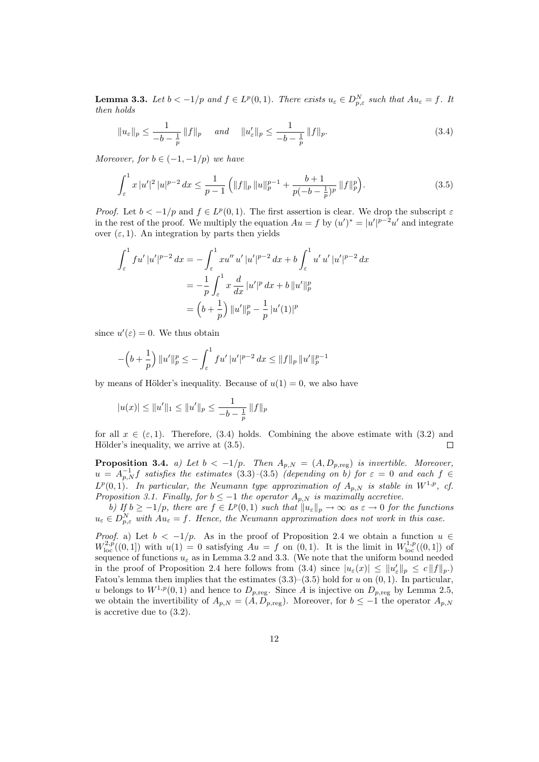**Lemma 3.3.** *Let $b < -1/p$ and $f \in L^p(0,1)$. There exists $u_\varepsilon \in D^N_{p,\varepsilon}$ such that $Au_\varepsilon = f$. It then holds*

$$\|u_\varepsilon\|_p \le \frac{1}{-b-\frac{1}{p}}\,\|f\|_p \quad \text{ and } \quad \|u_\varepsilon'\|_p \le \frac{1}{-b-\frac{1}{p}}\,\|f\|_p. \tag{3.4}$$

*Moreover, for $b \in (-1,-1/p)$ we have*

$$\int_\varepsilon^1 x\,|u'|^2\,|u|^{p-2}\,dx \le \frac{1}{p-1}\Big(\|f\|_p\,\|u\|_p^{p-1} + \frac{b+1}{p(-b-\frac{1}{p})^p}\,\|f\|_p^p\Big). \tag{3.5}$$

*Proof.* Let $b < -1/p$ and $f \in L^p(0,1)$. The first assertion is clear. We drop the subscript $\varepsilon$ in the rest of the proof. We multiply the equation $Au = f$ by $(u')^* = |u'|^{p-2}u'$ and integrate over $(\varepsilon, 1)$. An integration by parts then yields

$$\begin{aligned}
\int_\varepsilon^1 fu'\,|u'|^{p-2}\,dx &= -\int_\varepsilon^1 xu''\,u'\,|u'|^{p-2}\,dx + b\int_\varepsilon^1 u'\,u'\,|u'|^{p-2}\,dx \\
&= -\frac{1}{p}\int_\varepsilon^1 x\,\frac{d}{dx}\,|u'|^p\,dx + b\,\|u'\|_p^p \\
&= \Big(b+\frac{1}{p}\Big)\,\|u'\|_p^p - \frac{1}{p}\,|u'(1)|^p
\end{aligned}$$

since $u'(\varepsilon) = 0$. We thus obtain

$$-\Big(b+\frac{1}{p}\Big)\,\|u'\|_p^p \le -\int_\varepsilon^1 fu'\,|u'|^{p-2}\,dx \le \|f\|_p\,\|u'\|_p^{p-1}$$

by means of Hölder's inequality. Because of $u(1) = 0$, we also have

$$|u(x)| \le \|u'\|_1 \le \|u'\|_p \le \frac{1}{-b-\frac{1}{p}}\,\|f\|_p$$

for all $x \in (\varepsilon, 1)$. Therefore, (3.4) holds. Combining the above estimate with (3.2) and Hölder's inequality, we arrive at (3.5). $\square$

**Proposition 3.4.** *a) Let $b < -1/p$. Then $A_{p,N} = (A, D_{p,\text{reg}})$ is invertible. Moreover, $u = A_{p,N}^{-1}f$ satisfies the estimates (3.3)–(3.5) (depending on $b$) for $\varepsilon = 0$ and each $f \in L^p(0,1)$. In particular, the Neumann type approximation of $A_{p,N}$ is stable in $W^{1,p}$, cf. Proposition 3.1. Finally, for $b \le -1$ the operator $A_{p,N}$ is maximally accretive.*

*b) If $b \ge -1/p$, there are $f \in L^p(0,1)$ such that $\|u_\varepsilon\|_p \to \infty$ as $\varepsilon \to 0$ for the functions $u_\varepsilon \in D^N_{p,\varepsilon}$ with $Au_\varepsilon = f$. Hence, the Neumann approximation does not work in this case.*

*Proof.* a) Let $b < -1/p$. As in the proof of Proposition 2.4 we obtain a function $u \in W^{2,p}_{\text{loc}}((0,1])$ with $u(1) = 0$ satisfying $Au = f$ on $(0,1)$. It is the limit in $W^{1,p}_{\text{loc}}((0,1])$ of sequence of functions $u_\varepsilon$ as in Lemma 3.2 and 3.3. (We note that the uniform bound needed in the proof of Proposition 2.4 here follows from (3.4) since $|u_\varepsilon(x)| \le \|u_\varepsilon'\|_p \le c\|f\|_p$.) Fatou's lemma then implies that the estimates (3.3)–(3.5) hold for $u$ on $(0,1)$. In particular, $u$ belongs to $W^{1,p}(0,1)$ and hence to $D_{p,\text{reg}}$. Since $A$ is injective on $D_{p,\text{reg}}$ by Lemma 2.5, we obtain the invertibility of $A_{p,N} = (A, D_{p,\text{reg}})$. Moreover, for $b \le -1$ the operator $A_{p,N}$ is accretive due to (3.2).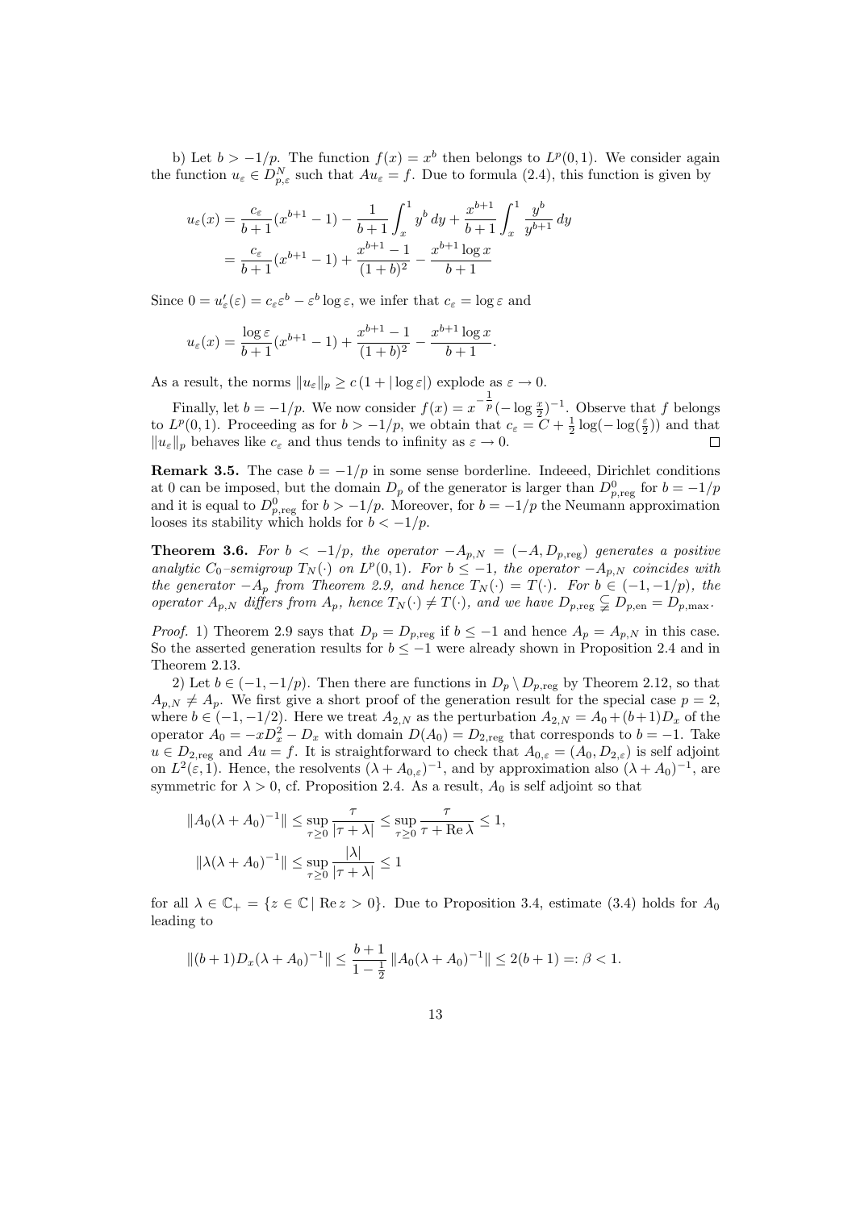b) Let $b > -1/p$. The function $f(x) = x^b$ then belongs to $L^p(0,1)$. We consider again the function $u_\varepsilon \in D^N_{p,\varepsilon}$ such that $Au_\varepsilon = f$. Due to formula (2.4), this function is given by

$$\begin{aligned}
u_\varepsilon(x) &= \frac{c_\varepsilon}{b+1}(x^{b+1} - 1) - \frac{1}{b+1}\int_x^1 y^b\,dy + \frac{x^{b+1}}{b+1}\int_x^1 \frac{y^b}{y^{b+1}}\,dy \\
&= \frac{c_\varepsilon}{b+1}(x^{b+1} - 1) + \frac{x^{b+1} - 1}{(1+b)^2} - \frac{x^{b+1}\log x}{b+1}
\end{aligned}$$

Since $0 = u_\varepsilon'(\varepsilon) = c_\varepsilon \varepsilon^b - \varepsilon^b \log\varepsilon$, we infer that $c_\varepsilon = \log\varepsilon$ and

$$u_\varepsilon(x) = \frac{\log\varepsilon}{b+1}(x^{b+1} - 1) + \frac{x^{b+1} - 1}{(1+b)^2} - \frac{x^{b+1}\log x}{b+1}.$$

As a result, the norms $\|u_\varepsilon\|_p \ge c\,(1 + |\log\varepsilon|)$ explode as $\varepsilon \to 0$.

Finally, let $b = -1/p$. We now consider $f(x) = x^{-\frac{1}{p}}(-\log\frac{x}{2})^{-1}$. Observe that $f$ belongs to $L^p(0,1)$. Proceeding as for $b > -1/p$, we obtain that $c_\varepsilon = C + \frac{1}{2}\log(-\log(\frac{\varepsilon}{2}))$ and that $\|u_\varepsilon\|_p$ behaves like $c_\varepsilon$ and thus tends to infinity as $\varepsilon \to 0$. □

**Remark 3.5.** The case $b = -1/p$ in some sense borderline. Indeeed, Dirichlet conditions at 0 can be imposed, but the domain $D_p$ of the generator is larger than $D^0_{p,\mathrm{reg}}$ for $b = -1/p$ and it is equal to $D^0_{p,\mathrm{reg}}$ for $b > -1/p$. Moreover, for $b = -1/p$ the Neumann approximation looses its stability which holds for $b < -1/p$.

**Theorem 3.6.** *For $b < -1/p$, the operator $-A_{p,N} = (-A, D_{p,\mathrm{reg}})$ generates a positive analytic $C_0$–semigroup $T_N(\cdot)$ on $L^p(0,1)$. For $b \le -1$, the operator $-A_{p,N}$ coincides with the generator $-A_p$ from Theorem 2.9, and hence $T_N(\cdot) = T(\cdot)$. For $b \in (-1, -1/p)$, the operator $A_{p,N}$ differs from $A_p$, hence $T_N(\cdot) \ne T(\cdot)$, and we have $D_{p,\mathrm{reg}} \subsetneq D_{p,\mathrm{en}} = D_{p,\max}$.*

*Proof.* 1) Theorem 2.9 says that $D_p = D_{p,\mathrm{reg}}$ if $b \le -1$ and hence $A_p = A_{p,N}$ in this case. So the asserted generation results for $b \le -1$ were already shown in Proposition 2.4 and in Theorem 2.13.

2) Let $b \in (-1, -1/p)$. Then there are functions in $D_p \setminus D_{p,\mathrm{reg}}$ by Theorem 2.12, so that $A_{p,N} \ne A_p$. We first give a short proof of the generation result for the special case $p = 2$, where $b \in (-1, -1/2)$. Here we treat $A_{2,N}$ as the perturbation $A_{2,N} = A_0 + (b+1)D_x$ of the operator $A_0 = -xD_x^2 - D_x$ with domain $D(A_0) = D_{2,\mathrm{reg}}$ that corresponds to $b = -1$. Take $u \in D_{2,\mathrm{reg}}$ and $Au = f$. It is straightforward to check that $A_{0,\varepsilon} = (A_0, D_{2,\varepsilon})$ is self adjoint on $L^2(\varepsilon, 1)$. Hence, the resolvents $(\lambda + A_{0,\varepsilon})^{-1}$, and by approximation also $(\lambda + A_0)^{-1}$, are symmetric for $\lambda > 0$, cf. Proposition 2.4. As a result, $A_0$ is self adjoint so that

$$\begin{aligned}
\|A_0(\lambda + A_0)^{-1}\| &\le \sup_{\tau\ge 0}\frac{\tau}{|\tau + \lambda|} \le \sup_{\tau\ge 0}\frac{\tau}{\tau + \operatorname{Re}\lambda} \le 1, \\
\|\lambda(\lambda + A_0)^{-1}\| &\le \sup_{\tau\ge 0}\frac{|\lambda|}{|\tau + \lambda|} \le 1
\end{aligned}$$

for all $\lambda \in \mathbb{C}_+ = \{z \in \mathbb{C} \mid \operatorname{Re} z > 0\}$. Due to Proposition 3.4, estimate (3.4) holds for $A_0$ leading to

$$\|(b+1)D_x(\lambda + A_0)^{-1}\| \le \frac{b+1}{1 - \frac{1}{2}}\,\|A_0(\lambda + A_0)^{-1}\| \le 2(b+1) =: \beta < 1.$$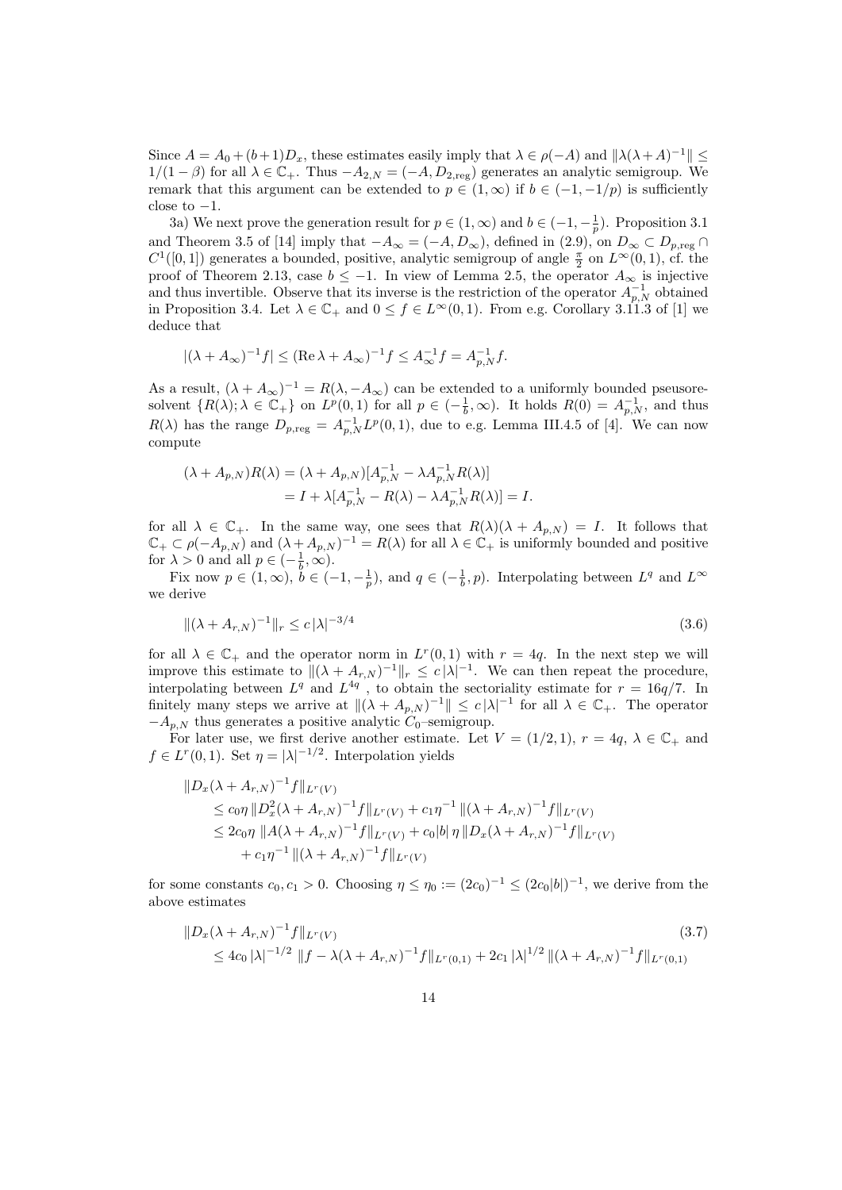Since $A = A_0 + (b+1)D_x$, these estimates easily imply that $\lambda \in \rho(-A)$ and $\|\lambda(\lambda + A)^{-1}\| \leq 1/(1-\beta)$ for all $\lambda \in \mathbb{C}_+$. Thus $-A_{2,N} = (-A, D_{2,\text{reg}})$ generates an analytic semigroup. We remark that this argument can be extended to $p \in (1,\infty)$ if $b \in (-1,-1/p)$ is sufficiently close to $-1$.

3a) We next prove the generation result for $p \in (1,\infty)$ and $b \in (-1,-\frac{1}{p})$. Proposition 3.1 and Theorem 3.5 of [14] imply that $-A_\infty = (-A, D_\infty)$, defined in (2.9), on $D_\infty \subset D_{p,\text{reg}} \cap C^1([0,1])$ generates a bounded, positive, analytic semigroup of angle $\frac{\pi}{2}$ on $L^\infty(0,1)$, cf. the proof of Theorem 2.13, case $b \leq -1$. In view of Lemma 2.5, the operator $A_\infty$ is injective and thus invertible. Observe that its inverse is the restriction of the operator $A_{p,N}^{-1}$ obtained in Proposition 3.4. Let $\lambda \in \mathbb{C}_+$ and $0 \leq f \in L^\infty(0,1)$. From e.g. Corollary 3.11.3 of [1] we deduce that

$$
|(\lambda + A_\infty)^{-1} f| \leq (\operatorname{Re}\lambda + A_\infty)^{-1} f \leq A_\infty^{-1} f = A_{p,N}^{-1} f.
$$

As a result, $(\lambda + A_\infty)^{-1} = R(\lambda, -A_\infty)$ can be extended to a uniformly bounded pseusoresolvent $\{R(\lambda); \lambda \in \mathbb{C}_+\}$ on $L^p(0,1)$ for all $p \in (-\frac{1}{b},\infty)$. It holds $R(0) = A_{p,N}^{-1}$, and thus $R(\lambda)$ has the range $D_{p,\text{reg}} = A_{p,N}^{-1} L^p(0,1)$, due to e.g. Lemma III.4.5 of [4]. We can now compute

$$
\begin{aligned}
(\lambda + A_{p,N})R(\lambda) &= (\lambda + A_{p,N})[A_{p,N}^{-1} - \lambda A_{p,N}^{-1} R(\lambda)] \\
&= I + \lambda[A_{p,N}^{-1} - R(\lambda) - \lambda A_{p,N}^{-1} R(\lambda)] = I.
\end{aligned}
$$

for all $\lambda \in \mathbb{C}_+$. In the same way, one sees that $R(\lambda)(\lambda + A_{p,N}) = I$. It follows that $\mathbb{C}_+ \subset \rho(-A_{p,N})$ and $(\lambda + A_{p,N})^{-1} = R(\lambda)$ for all $\lambda \in \mathbb{C}_+$ is uniformly bounded and positive for $\lambda > 0$ and all $p \in (-\frac{1}{b},\infty)$.

Fix now $p \in (1,\infty)$, $b \in (-1,-\frac{1}{p})$, and $q \in (-\frac{1}{b}, p)$. Interpolating between $L^q$ and $L^\infty$ we derive

$$
\|(\lambda + A_{r,N})^{-1}\|_r \leq c\,|\lambda|^{-3/4} \tag{3.6}
$$

for all $\lambda \in \mathbb{C}_+$ and the operator norm in $L^r(0,1)$ with $r = 4q$. In the next step we will improve this estimate to $\|(\lambda + A_{r,N})^{-1}\|_r \leq c\,|\lambda|^{-1}$. We can then repeat the procedure, interpolating between $L^q$ and $L^{4q}$, to obtain the sectoriality estimate for $r = 16q/7$. In finitely many steps we arrive at $\|(\lambda + A_{p,N})^{-1}\| \leq c\,|\lambda|^{-1}$ for all $\lambda \in \mathbb{C}_+$. The operator $-A_{p,N}$ thus generates a positive analytic $C_0$–semigroup.

For later use, we first derive another estimate. Let $V = (1/2,1)$, $r = 4q$, $\lambda \in \mathbb{C}_+$ and $f \in L^r(0,1)$. Set $\eta = |\lambda|^{-1/2}$. Interpolation yields

$$
\begin{aligned}
&\|D_x(\lambda + A_{r,N})^{-1} f\|_{L^r(V)} \\
&\quad \leq c_0 \eta\, \|D_x^2(\lambda + A_{r,N})^{-1} f\|_{L^r(V)} + c_1 \eta^{-1}\, \|(\lambda + A_{r,N})^{-1} f\|_{L^r(V)} \\
&\quad \leq 2c_0 \eta\, \|A(\lambda + A_{r,N})^{-1} f\|_{L^r(V)} + c_0 |b|\, \eta\, \|D_x(\lambda + A_{r,N})^{-1} f\|_{L^r(V)} \\
&\qquad + c_1 \eta^{-1}\, \|(\lambda + A_{r,N})^{-1} f\|_{L^r(V)}
\end{aligned}
$$

for some constants $c_0, c_1 > 0$. Choosing $\eta \leq \eta_0 := (2c_0)^{-1} \leq (2c_0|b|)^{-1}$, we derive from the above estimates

$$
\begin{aligned}
&\|D_x(\lambda + A_{r,N})^{-1} f\|_{L^r(V)} \\
&\quad \leq 4c_0\, |\lambda|^{-1/2}\, \|f - \lambda(\lambda + A_{r,N})^{-1} f\|_{L^r(0,1)} + 2c_1\, |\lambda|^{1/2}\, \|(\lambda + A_{r,N})^{-1} f\|_{L^r(0,1)}
\end{aligned} \tag{3.7}
$$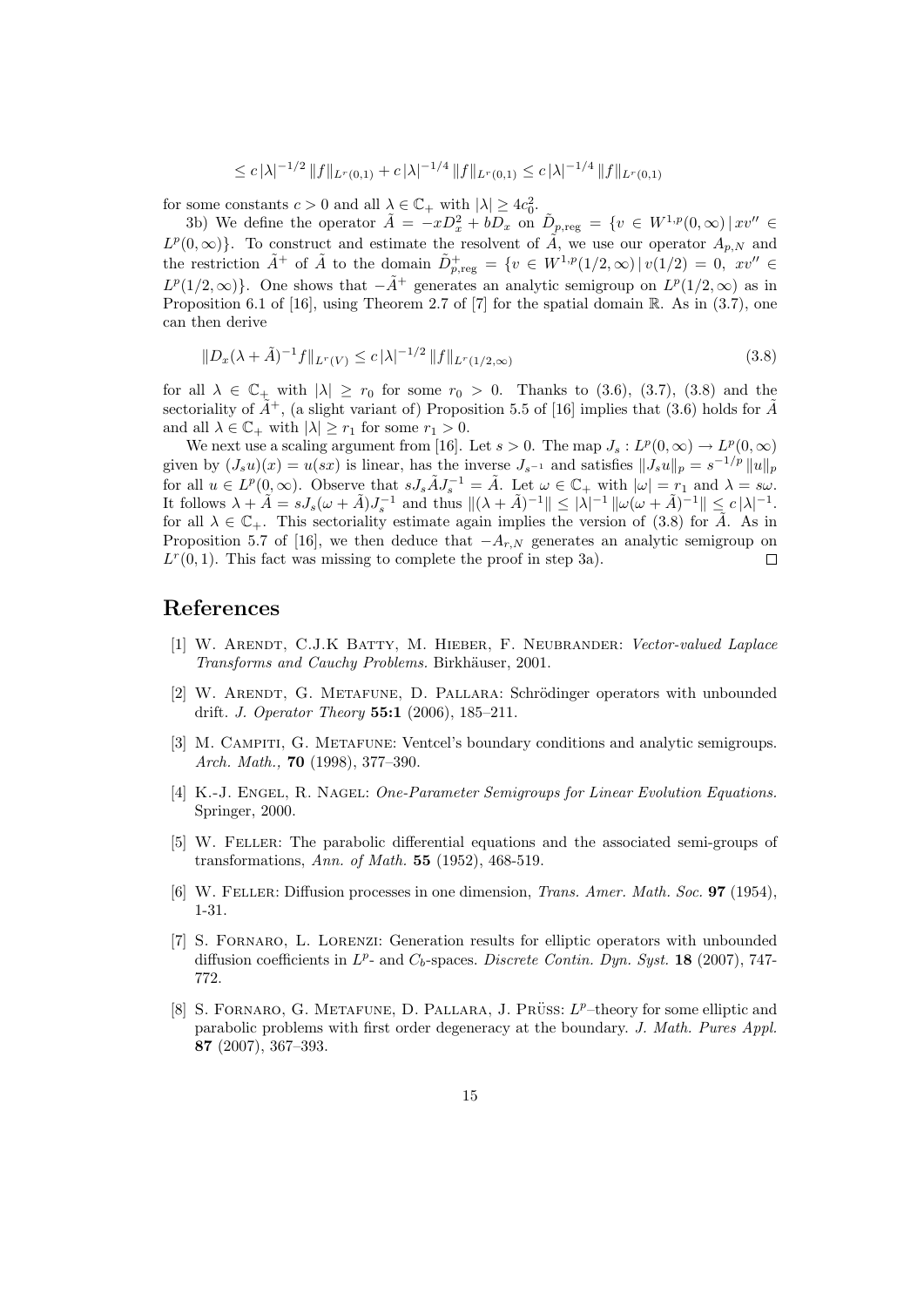$$\leq c\,|\lambda|^{-1/2}\,\|f\|_{L^r(0,1)} + c\,|\lambda|^{-1/4}\,\|f\|_{L^r(0,1)} \leq c\,|\lambda|^{-1/4}\,\|f\|_{L^r(0,1)}$$

for some constants $c > 0$ and all $\lambda \in \mathbb{C}_+$ with $|\lambda| \geq 4c_0^2$.

3b) We define the operator $\tilde{A} = -xD_x^2 + bD_x$ on $\tilde{D}_{p,\text{reg}} = \{v \in W^{1,p}(0,\infty)\,|\,xv'' \in L^p(0,\infty)\}$. To construct and estimate the resolvent of $\tilde{A}$, we use our operator $A_{p,N}$ and the restriction $\tilde{A}^+$ of $\tilde{A}$ to the domain $\tilde{D}^+_{p,\text{reg}} = \{v \in W^{1,p}(1/2,\infty)\,|\,v(1/2) = 0,\ xv'' \in L^p(1/2,\infty)\}$. One shows that $-\tilde{A}^+$ generates an analytic semigroup on $L^p(1/2,\infty)$ as in Proposition 6.1 of [16], using Theorem 2.7 of [7] for the spatial domain $\mathbb{R}$. As in (3.7), one can then derive

$$\|D_x(\lambda + \tilde{A})^{-1}f\|_{L^r(V)} \leq c\,|\lambda|^{-1/2}\,\|f\|_{L^r(1/2,\infty)} \tag{3.8}$$

for all $\lambda \in \mathbb{C}_+$ with $|\lambda| \geq r_0$ for some $r_0 > 0$. Thanks to (3.6), (3.7), (3.8) and the sectoriality of $\tilde{A}^+$, (a slight variant of) Proposition 5.5 of [16] implies that (3.6) holds for $\tilde{A}$ and all $\lambda \in \mathbb{C}_+$ with $|\lambda| \geq r_1$ for some $r_1 > 0$.

We next use a scaling argument from [16]. Let $s > 0$. The map $J_s : L^p(0,\infty) \to L^p(0,\infty)$ given by $(J_s u)(x) = u(sx)$ is linear, has the inverse $J_{s^{-1}}$ and satisfies $\|J_s u\|_p = s^{-1/p}\,\|u\|_p$ for all $u \in L^p(0,\infty)$. Observe that $sJ_s\tilde{A}J_s^{-1} = \tilde{A}$. Let $\omega \in \mathbb{C}_+$ with $|\omega| = r_1$ and $\lambda = s\omega$. It follows $\lambda + \tilde{A} = sJ_s(\omega + \tilde{A})J_s^{-1}$ and thus $\|(\lambda + \tilde{A})^{-1}\| \leq |\lambda|^{-1}\,\|\omega(\omega + \tilde{A})^{-1}\| \leq c\,|\lambda|^{-1}$. for all $\lambda \in \mathbb{C}_+$. This sectoriality estimate again implies the version of (3.8) for $\tilde{A}$. As in Proposition 5.7 of [16], we then deduce that $-A_{r,N}$ generates an analytic semigroup on $L^r(0,1)$. This fact was missing to complete the proof in step 3a). $\square$

# References

[1] W. Arendt, C.J.K Batty, M. Hieber, F. Neubrander: *Vector-valued Laplace Transforms and Cauchy Problems.* Birkhäuser, 2001.

[2] W. Arendt, G. Metafune, D. Pallara: Schrödinger operators with unbounded drift. *J. Operator Theory* **55:1** (2006), 185–211.

[3] M. Campiti, G. Metafune: Ventcel's boundary conditions and analytic semigroups. *Arch. Math.,* **70** (1998), 377–390.

[4] K.-J. Engel, R. Nagel: *One-Parameter Semigroups for Linear Evolution Equations.* Springer, 2000.

[5] W. Feller: The parabolic differential equations and the associated semi-groups of transformations, *Ann. of Math.* **55** (1952), 468-519.

[6] W. Feller: Diffusion processes in one dimension, *Trans. Amer. Math. Soc.* **97** (1954), 1-31.

[7] S. Fornaro, L. Lorenzi: Generation results for elliptic operators with unbounded diffusion coefficients in $L^p$- and $C_b$-spaces. *Discrete Contin. Dyn. Syst.* **18** (2007), 747-772.

[8] S. Fornaro, G. Metafune, D. Pallara, J. Prüss: $L^p$–theory for some elliptic and parabolic problems with first order degeneracy at the boundary. *J. Math. Pures Appl.* **87** (2007), 367–393.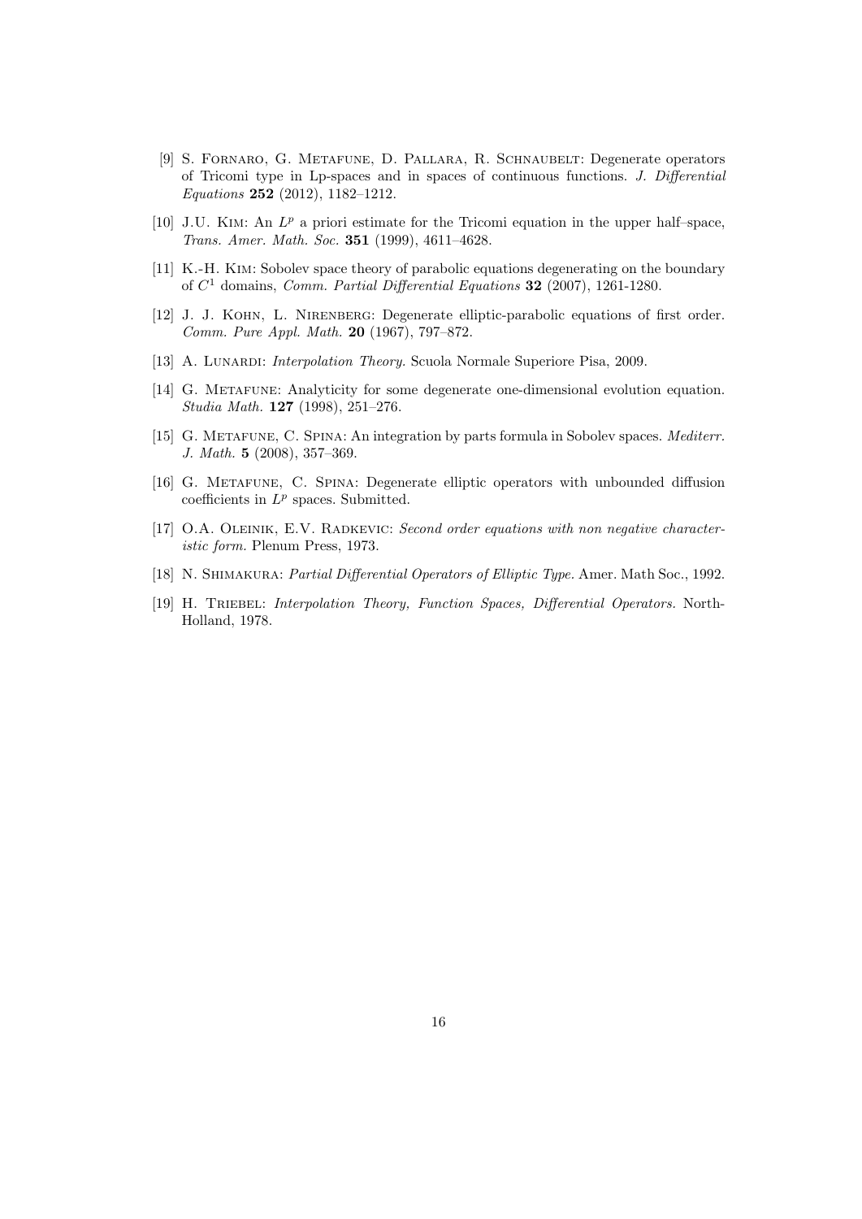[9] S. Fornaro, G. Metafune, D. Pallara, R. Schnaubelt: Degenerate operators of Tricomi type in Lp-spaces and in spaces of continuous functions. *J. Differential Equations* **252** (2012), 1182–1212.

[10] J.U. Kim: An $L^p$ a priori estimate for the Tricomi equation in the upper half–space, *Trans. Amer. Math. Soc.* **351** (1999), 4611–4628.

[11] K.-H. Kim: Sobolev space theory of parabolic equations degenerating on the boundary of $C^1$ domains, *Comm. Partial Differential Equations* **32** (2007), 1261-1280.

[12] J. J. Kohn, L. Nirenberg: Degenerate elliptic-parabolic equations of first order. *Comm. Pure Appl. Math.* **20** (1967), 797–872.

[13] A. Lunardi: *Interpolation Theory.* Scuola Normale Superiore Pisa, 2009.

[14] G. Metafune: Analyticity for some degenerate one-dimensional evolution equation. *Studia Math.* **127** (1998), 251–276.

[15] G. Metafune, C. Spina: An integration by parts formula in Sobolev spaces. *Mediterr. J. Math.* **5** (2008), 357–369.

[16] G. Metafune, C. Spina: Degenerate elliptic operators with unbounded diffusion coefficients in $L^p$ spaces. Submitted.

[17] O.A. Oleinik, E.V. Radkevic: *Second order equations with non negative characteristic form.* Plenum Press, 1973.

[18] N. Shimakura: *Partial Differential Operators of Elliptic Type.* Amer. Math Soc., 1992.

[19] H. Triebel: *Interpolation Theory, Function Spaces, Differential Operators.* North-Holland, 1978.